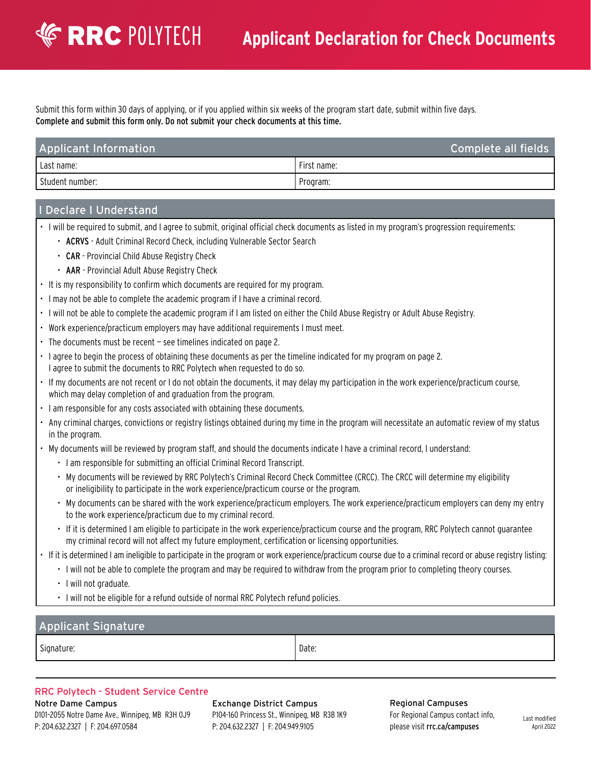RRC POLYTECH

# Applicant Declaration for Check Documents

Submit this form within 30 days of applying, or if you applied within six weeks of the program start date, submit within five days.
**Complete and submit this form only. Do not submit your check documents at this time.**

## Applicant Information — Complete all fields

| Last name: | First name: |
|---|---|
| Student number: | Program: |

## I Declare I Understand

- I will be required to submit, and I agree to submit, original official check documents as listed in my program's progression requirements:
  - **ACRVS** - Adult Criminal Record Check, including Vulnerable Sector Search
  - **CAR** - Provincial Child Abuse Registry Check
  - **AAR** - Provincial Adult Abuse Registry Check
- It is my responsibility to confirm which documents are required for my program.
- I may not be able to complete the academic program if I have a criminal record.
- I will not be able to complete the academic program if I am listed on either the Child Abuse Registry or Adult Abuse Registry.
- Work experience/practicum employers may have additional requirements I must meet.
- The documents must be recent – see timelines indicated on page 2.
- I agree to begin the process of obtaining these documents as per the timeline indicated for my program on page 2.
  I agree to submit the documents to RRC Polytech when requested to do so.
- If my documents are not recent or I do not obtain the documents, it may delay my participation in the work experience/practicum course, which may delay completion of and graduation from the program.
- I am responsible for any costs associated with obtaining these documents.
- Any criminal charges, convictions or registry listings obtained during my time in the program will necessitate an automatic review of my status in the program.
- My documents will be reviewed by program staff, and should the documents indicate I have a criminal record, I understand:
  - I am responsible for submitting an official Criminal Record Transcript.
  - My documents will be reviewed by RRC Polytech's Criminal Record Check Committee (CRCC). The CRCC will determine my eligibility or ineligibility to participate in the work experience/practicum course or the program.
  - My documents can be shared with the work experience/practicum employers. The work experience/practicum employers can deny my entry to the work experience/practicum due to my criminal record.
  - If it is determined I am eligible to participate in the work experience/practicum course and the program, RRC Polytech cannot guarantee my criminal record will not affect my future employment, certification or licensing opportunities.
- If it is determined I am ineligible to participate in the program or work experience/practicum course due to a criminal record or abuse registry listing:
  - I will not be able to complete the program and may be required to withdraw from the program prior to completing theory courses.
  - I will not graduate.
  - I will not be eligible for a refund outside of normal RRC Polytech refund policies.

## Applicant Signature

| Signature: | Date: |
|---|---|

**RRC Polytech - Student Service Centre**

**Notre Dame Campus**
D101-2055 Notre Dame Ave., Winnipeg, MB R3H 0J9
P: 204.632.2327 | F: 204.697.0584

**Exchange District Campus**
P104-160 Princess St., Winnipeg, MB R3B 1K9
P: 204.632.2327 | F: 204.949.9105

**Regional Campuses**
For Regional Campus contact info, please visit **rrc.ca/campuses**

Last modified April 2022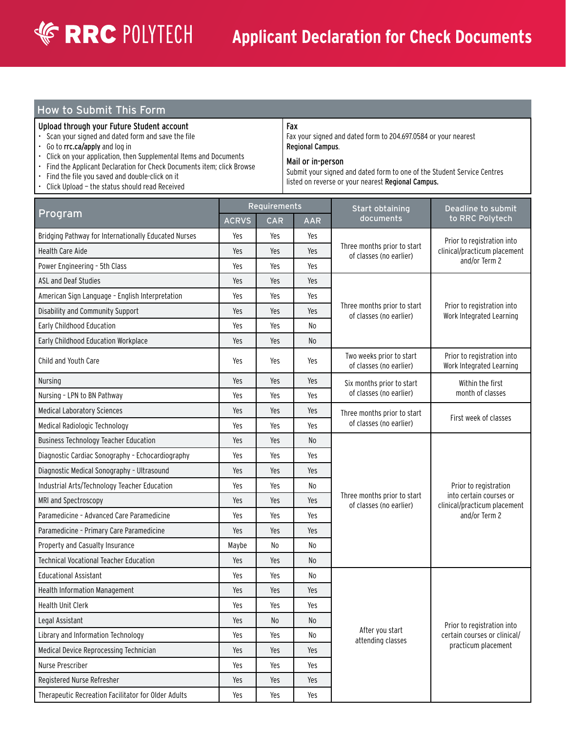# Applicant Declaration for Check Documents

## How to Submit This Form

**Upload through your Future Student account**

- Scan your signed and dated form and save the file
- Go to **rrc.ca/apply** and log in
- Click on your application, then Supplemental Items and Documents
- Find the Applicant Declaration for Check Documents item; click Browse
- Find the file you saved and double-click on it
- Click Upload – the status should read Received

**Fax**

Fax your signed and dated form to 204.697.0584 or your nearest **Regional Campus**.

**Mail or in-person**

Submit your signed and dated form to one of the Student Service Centres listed on reverse or your nearest **Regional Campus.**

| Program | Requirements | | | Start obtaining documents | Deadline to submit to RRC Polytech |
|---|---|---|---|---|---|
| | ACRVS | CAR | AAR | | |
| Bridging Pathway for Internationally Educated Nurses | Yes | Yes | Yes | Three months prior to start of classes (no earlier) | Prior to registration into clinical/practicum placement and/or Term 2 |
| Health Care Aide | Yes | Yes | Yes | | |
| Power Engineering - 5th Class | Yes | Yes | Yes | | |
| ASL and Deaf Studies | Yes | Yes | Yes | Three months prior to start of classes (no earlier) | Prior to registration into Work Integrated Learning |
| American Sign Language - English Interpretation | Yes | Yes | Yes | | |
| Disability and Community Support | Yes | Yes | Yes | | |
| Early Childhood Education | Yes | Yes | No | | |
| Early Childhood Education Workplace | Yes | Yes | No | | |
| Child and Youth Care | Yes | Yes | Yes | Two weeks prior to start of classes (no earlier) | Prior to registration into Work Integrated Learning |
| Nursing | Yes | Yes | Yes | Six months prior to start of classes (no earlier) | Within the first month of classes |
| Nursing - LPN to BN Pathway | Yes | Yes | Yes | | |
| Medical Laboratory Sciences | Yes | Yes | Yes | Three months prior to start of classes (no earlier) | First week of classes |
| Medical Radiologic Technology | Yes | Yes | Yes | | |
| Business Technology Teacher Education | Yes | Yes | No | Three months prior to start of classes (no earlier) | Prior to registration into certain courses or clinical/practicum placement and/or Term 2 |
| Diagnostic Cardiac Sonography - Echocardiography | Yes | Yes | Yes | | |
| Diagnostic Medical Sonography - Ultrasound | Yes | Yes | Yes | | |
| Industrial Arts/Technology Teacher Education | Yes | Yes | No | | |
| MRI and Spectroscopy | Yes | Yes | Yes | | |
| Paramedicine - Advanced Care Paramedicine | Yes | Yes | Yes | | |
| Paramedicine - Primary Care Paramedicine | Yes | Yes | Yes | | |
| Property and Casualty Insurance | Maybe | No | No | | |
| Technical Vocational Teacher Education | Yes | Yes | No | | |
| Educational Assistant | Yes | Yes | No | After you start attending classes | Prior to registration into certain courses or clinical/practicum placement |
| Health Information Management | Yes | Yes | Yes | | |
| Health Unit Clerk | Yes | Yes | Yes | | |
| Legal Assistant | Yes | No | No | | |
| Library and Information Technology | Yes | Yes | No | | |
| Medical Device Reprocessing Technician | Yes | Yes | Yes | | |
| Nurse Prescriber | Yes | Yes | Yes | | |
| Registered Nurse Refresher | Yes | Yes | Yes | | |
| Therapeutic Recreation Facilitator for Older Adults | Yes | Yes | Yes | | |